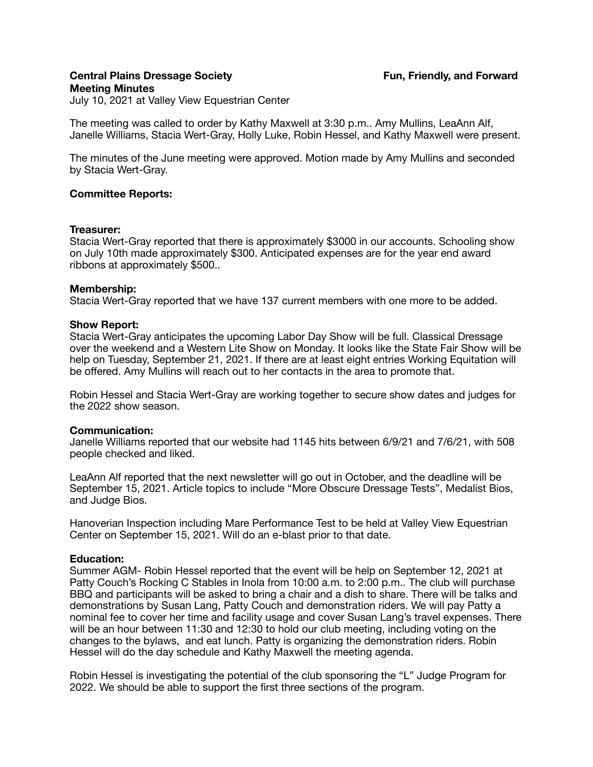**Central Plains Dressage Society** **Fun, Friendly, and Forward**
**Meeting Minutes**
July 10, 2021 at Valley View Equestrian Center

The meeting was called to order by Kathy Maxwell at 3:30 p.m.. Amy Mullins, LeaAnn Alf, Janelle Williams, Stacia Wert-Gray, Holly Luke, Robin Hessel, and Kathy Maxwell were present.

The minutes of the June meeting were approved. Motion made by Amy Mullins and seconded by Stacia Wert-Gray.

**Committee Reports:**

**Treasurer:**
Stacia Wert-Gray reported that there is approximately $3000 in our accounts. Schooling show on July 10th made approximately $300. Anticipated expenses are for the year end award ribbons at approximately $500..

**Membership:**
Stacia Wert-Gray reported that we have 137 current members with one more to be added.

**Show Report:**
Stacia Wert-Gray anticipates the upcoming Labor Day Show will be full. Classical Dressage over the weekend and a Western Lite Show on Monday. It looks like the State Fair Show will be help on Tuesday, September 21, 2021. If there are at least eight entries Working Equitation will be offered. Amy Mullins will reach out to her contacts in the area to promote that.

Robin Hessel and Stacia Wert-Gray are working together to secure show dates and judges for the 2022 show season.

**Communication:**
Janelle Williams reported that our website had 1145 hits between 6/9/21 and 7/6/21, with 508 people checked and liked.

LeaAnn Alf reported that the next newsletter will go out in October, and the deadline will be September 15, 2021. Article topics to include "More Obscure Dressage Tests", Medalist Bios, and Judge Bios.

Hanoverian Inspection including Mare Performance Test to be held at Valley View Equestrian Center on September 15, 2021. Will do an e-blast prior to that date.

**Education:**
Summer AGM- Robin Hessel reported that the event will be help on September 12, 2021 at Patty Couch's Rocking C Stables in Inola from 10:00 a.m. to 2:00 p.m.. The club will purchase BBQ and participants will be asked to bring a chair and a dish to share. There will be talks and demonstrations by Susan Lang, Patty Couch and demonstration riders. We will pay Patty a nominal fee to cover her time and facility usage and cover Susan Lang's travel expenses. There will be an hour between 11:30 and 12:30 to hold our club meeting, including voting on the changes to the bylaws, and eat lunch. Patty is organizing the demonstration riders. Robin Hessel will do the day schedule and Kathy Maxwell the meeting agenda.

Robin Hessel is investigating the potential of the club sponsoring the "L" Judge Program for 2022. We should be able to support the first three sections of the program.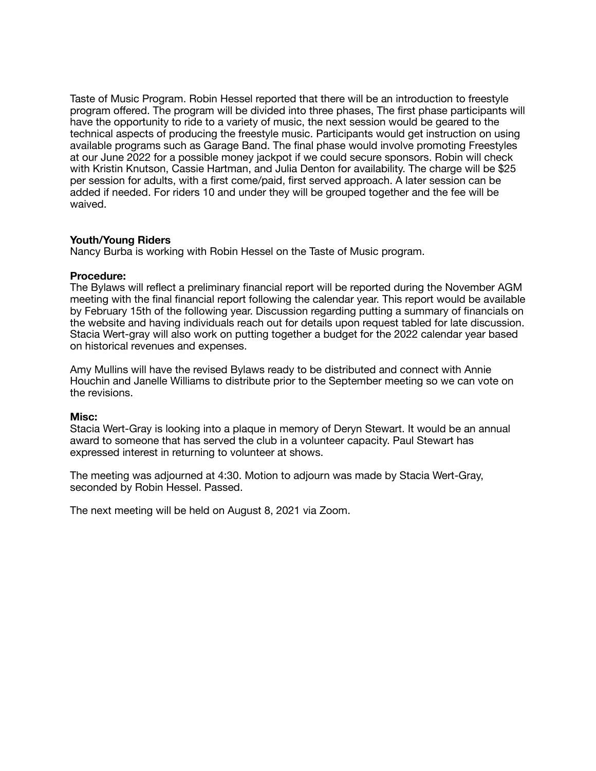Taste of Music Program. Robin Hessel reported that there will be an introduction to freestyle program offered. The program will be divided into three phases, The first phase participants will have the opportunity to ride to a variety of music, the next session would be geared to the technical aspects of producing the freestyle music. Participants would get instruction on using available programs such as Garage Band. The final phase would involve promoting Freestyles at our June 2022 for a possible money jackpot if we could secure sponsors. Robin will check with Kristin Knutson, Cassie Hartman, and Julia Denton for availability. The charge will be $25 per session for adults, with a first come/paid, first served approach. A later session can be added if needed. For riders 10 and under they will be grouped together and the fee will be waived.

**Youth/Young Riders**
Nancy Burba is working with Robin Hessel on the Taste of Music program.

**Procedure:**
The Bylaws will reflect a preliminary financial report will be reported during the November AGM meeting with the final financial report following the calendar year. This report would be available by February 15th of the following year. Discussion regarding putting a summary of financials on the website and having individuals reach out for details upon request tabled for late discussion. Stacia Wert-gray will also work on putting together a budget for the 2022 calendar year based on historical revenues and expenses.

Amy Mullins will have the revised Bylaws ready to be distributed and connect with Annie Houchin and Janelle Williams to distribute prior to the September meeting so we can vote on the revisions.

**Misc:**
Stacia Wert-Gray is looking into a plaque in memory of Deryn Stewart. It would be an annual award to someone that has served the club in a volunteer capacity. Paul Stewart has expressed interest in returning to volunteer at shows.

The meeting was adjourned at 4:30. Motion to adjourn was made by Stacia Wert-Gray, seconded by Robin Hessel. Passed.

The next meeting will be held on August 8, 2021 via Zoom.